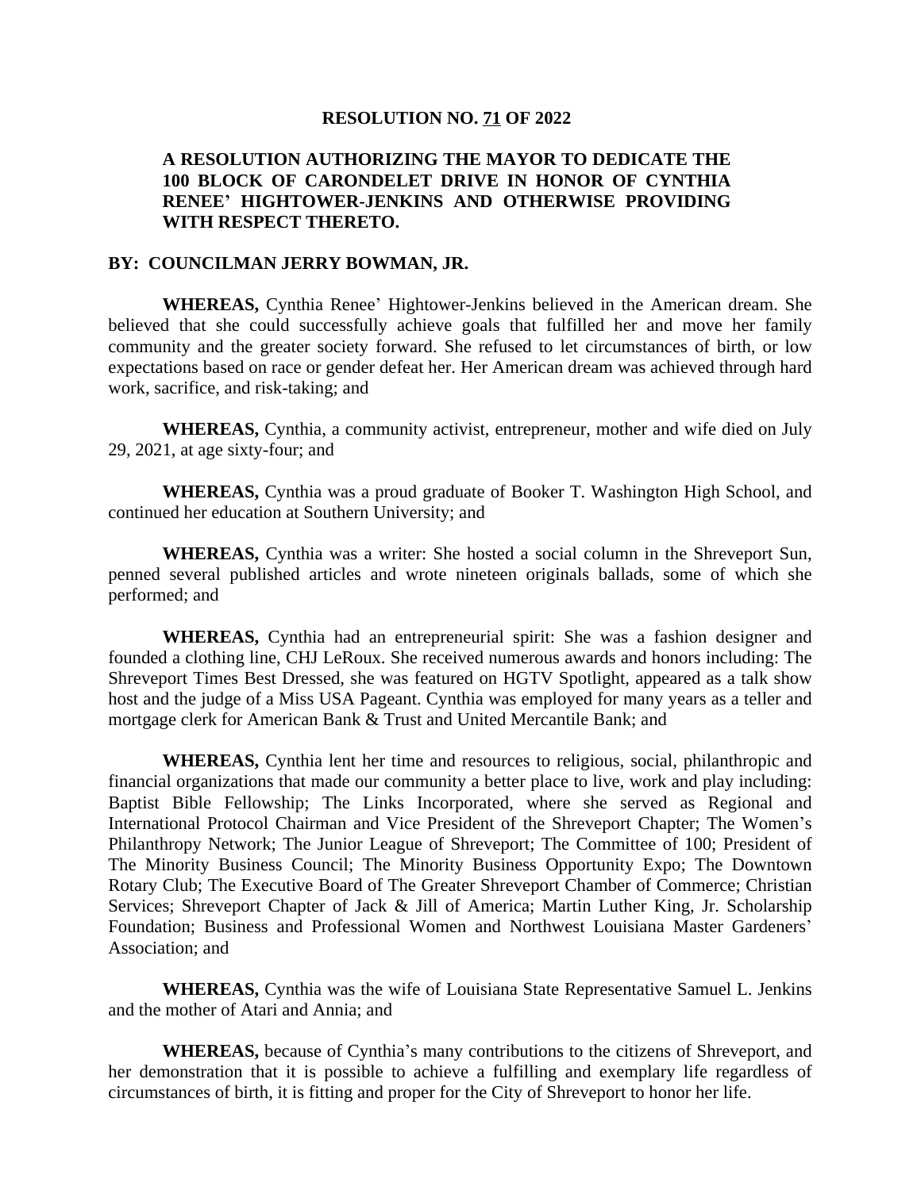# RESOLUTION NO. 71 OF 2022

## A RESOLUTION AUTHORIZING THE MAYOR TO DEDICATE THE 100 BLOCK OF CARONDELET DRIVE IN HONOR OF CYNTHIA RENEE' HIGHTOWER-JENKINS AND OTHERWISE PROVIDING WITH RESPECT THERETO.

**BY: COUNCILMAN JERRY BOWMAN, JR.**

**WHEREAS,** Cynthia Renee' Hightower-Jenkins believed in the American dream. She believed that she could successfully achieve goals that fulfilled her and move her family community and the greater society forward. She refused to let circumstances of birth, or low expectations based on race or gender defeat her. Her American dream was achieved through hard work, sacrifice, and risk-taking; and

**WHEREAS,** Cynthia, a community activist, entrepreneur, mother and wife died on July 29, 2021, at age sixty-four; and

**WHEREAS,** Cynthia was a proud graduate of Booker T. Washington High School, and continued her education at Southern University; and

**WHEREAS,** Cynthia was a writer: She hosted a social column in the Shreveport Sun, penned several published articles and wrote nineteen originals ballads, some of which she performed; and

**WHEREAS,** Cynthia had an entrepreneurial spirit: She was a fashion designer and founded a clothing line, CHJ LeRoux. She received numerous awards and honors including: The Shreveport Times Best Dressed, she was featured on HGTV Spotlight, appeared as a talk show host and the judge of a Miss USA Pageant. Cynthia was employed for many years as a teller and mortgage clerk for American Bank & Trust and United Mercantile Bank; and

**WHEREAS,** Cynthia lent her time and resources to religious, social, philanthropic and financial organizations that made our community a better place to live, work and play including: Baptist Bible Fellowship; The Links Incorporated, where she served as Regional and International Protocol Chairman and Vice President of the Shreveport Chapter; The Women's Philanthropy Network; The Junior League of Shreveport; The Committee of 100; President of The Minority Business Council; The Minority Business Opportunity Expo; The Downtown Rotary Club; The Executive Board of The Greater Shreveport Chamber of Commerce; Christian Services; Shreveport Chapter of Jack & Jill of America; Martin Luther King, Jr. Scholarship Foundation; Business and Professional Women and Northwest Louisiana Master Gardeners' Association; and

**WHEREAS,** Cynthia was the wife of Louisiana State Representative Samuel L. Jenkins and the mother of Atari and Annia; and

**WHEREAS,** because of Cynthia's many contributions to the citizens of Shreveport, and her demonstration that it is possible to achieve a fulfilling and exemplary life regardless of circumstances of birth, it is fitting and proper for the City of Shreveport to honor her life.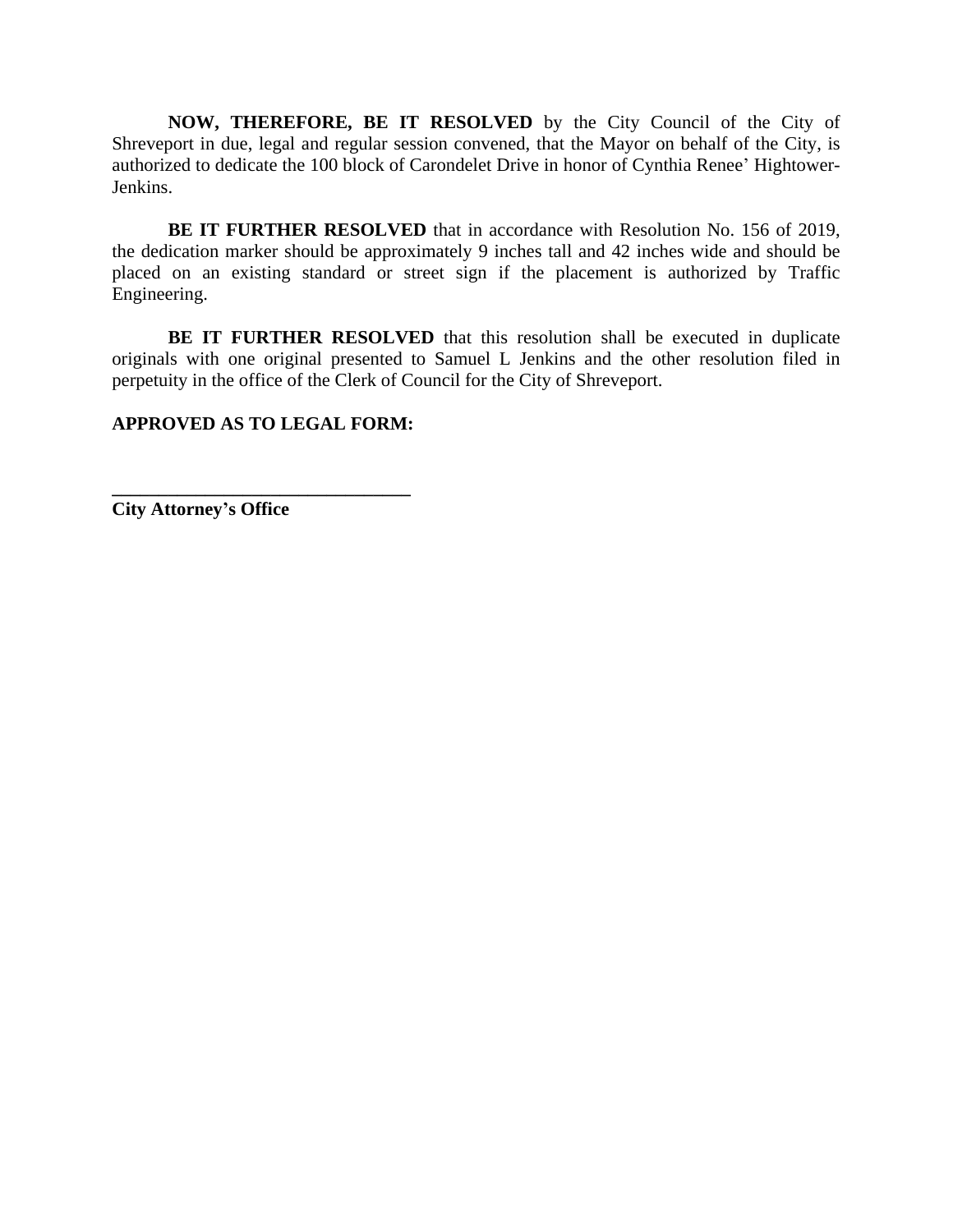**NOW, THEREFORE, BE IT RESOLVED** by the City Council of the City of Shreveport in due, legal and regular session convened, that the Mayor on behalf of the City, is authorized to dedicate the 100 block of Carondelet Drive in honor of Cynthia Renee' Hightower-Jenkins.

**BE IT FURTHER RESOLVED** that in accordance with Resolution No. 156 of 2019, the dedication marker should be approximately 9 inches tall and 42 inches wide and should be placed on an existing standard or street sign if the placement is authorized by Traffic Engineering.

**BE IT FURTHER RESOLVED** that this resolution shall be executed in duplicate originals with one original presented to Samuel L Jenkins and the other resolution filed in perpetuity in the office of the Clerk of Council for the City of Shreveport.

**APPROVED AS TO LEGAL FORM:**

**________________________________**
**City Attorney's Office**